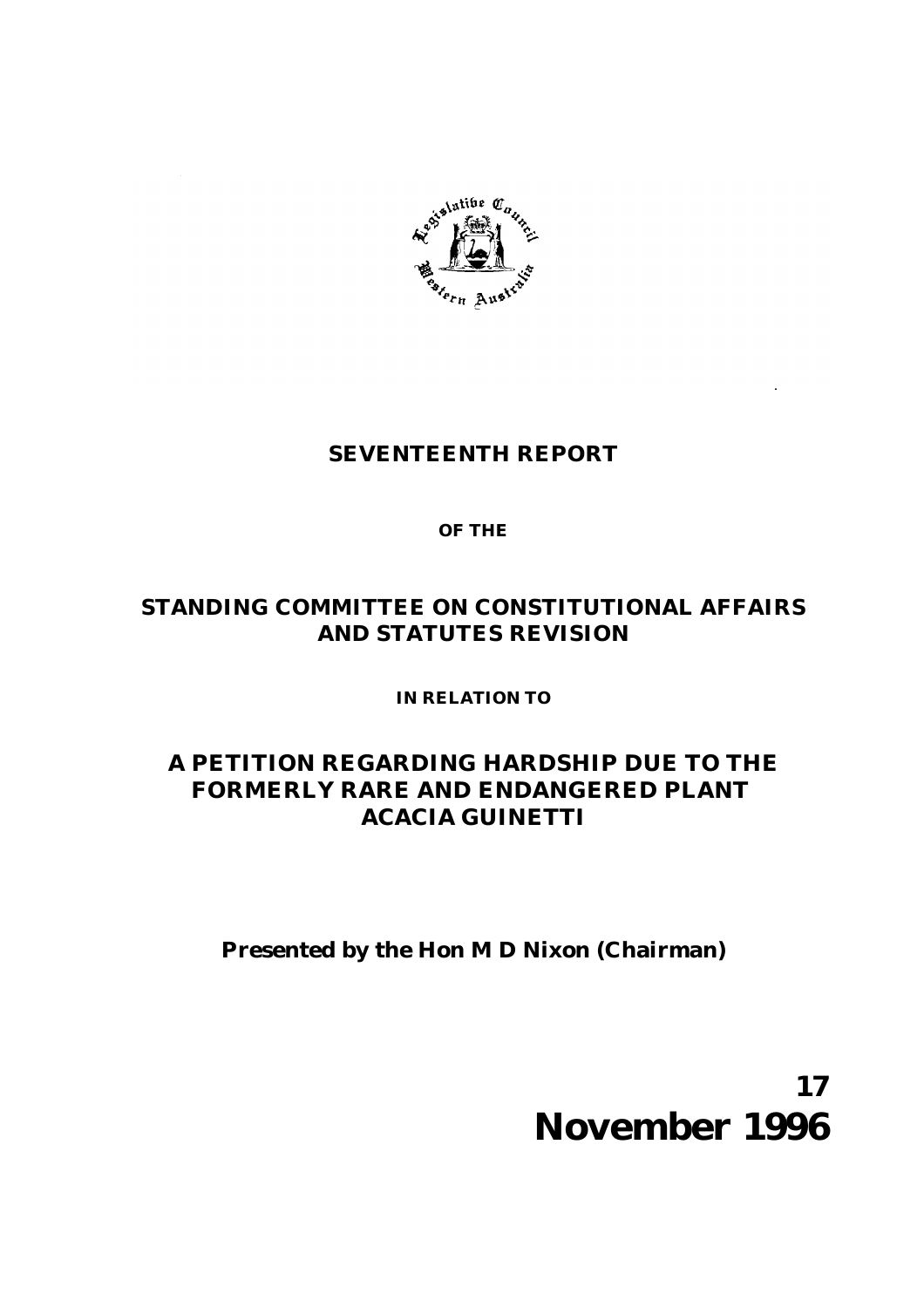# SEVENTEENTH REPORT

**OF THE**

## STANDING COMMITTEE ON CONSTITUTIONAL AFFAIRS AND STATUTES REVISION

**IN RELATION TO**

## A PETITION REGARDING HARDSHIP DUE TO THE FORMERLY RARE AND ENDANGERED PLANT ACACIA GUINETTI

**Presented by the Hon M D Nixon (Chairman)**

**17 November 1996**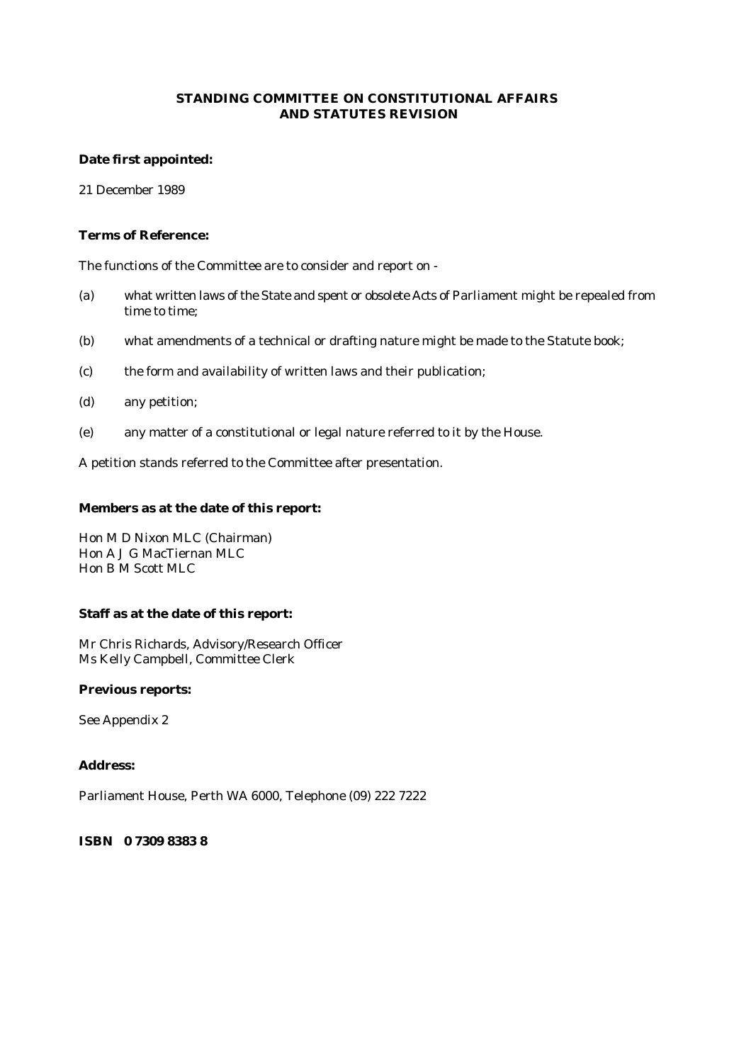## STANDING COMMITTEE ON CONSTITUTIONAL AFFAIRS AND STATUTES REVISION

**Date first appointed:**

21 December 1989

**Terms of Reference:**

The functions of the Committee are to consider and report on -

(a) what written laws of the State and spent or obsolete Acts of Parliament might be repealed from time to time;

(b) what amendments of a technical or drafting nature might be made to the Statute book;

(c) the form and availability of written laws and their publication;

(d) any petition;

(e) any matter of a constitutional or legal nature referred to it by the House.

A petition stands referred to the Committee after presentation.

**Members as at the date of this report:**

Hon M D Nixon MLC (Chairman)
Hon A J G MacTiernan MLC
Hon B M Scott MLC

**Staff as at the date of this report:**

Mr Chris Richards, Advisory/Research Officer
Ms Kelly Campbell, Committee Clerk

**Previous reports:**

See Appendix 2

**Address:**

Parliament House, Perth WA 6000, Telephone (09) 222 7222

**ISBN 0 7309 8383 8**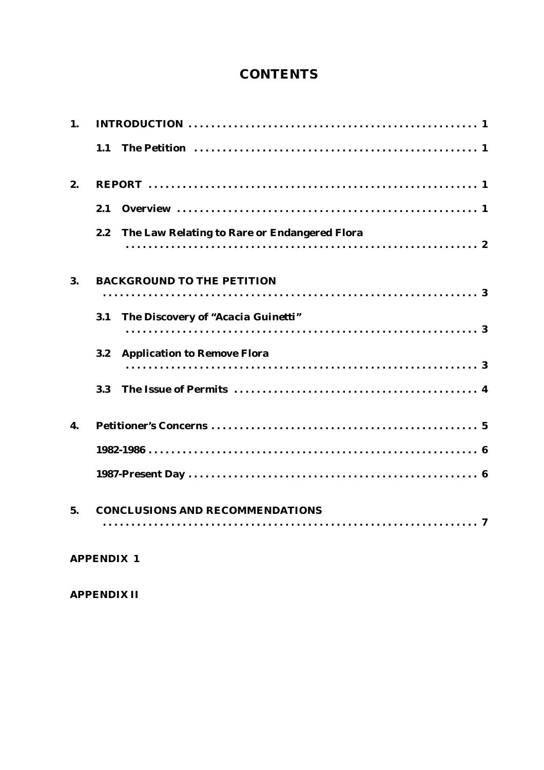# CONTENTS

**1. INTRODUCTION** .................................................. 1

- **1.1 The Petition** .................................................. 1

**2. REPORT** .................................................. 1

- **2.1 Overview** .................................................. 1
- **2.2 The Law Relating to Rare or Endangered Flora** .................................................. 2

**3. BACKGROUND TO THE PETITION** .................................................. 3

- **3.1 The Discovery of "Acacia Guinetti"** .................................................. 3
- **3.2 Application to Remove Flora** .................................................. 3
- **3.3 The Issue of Permits** .................................................. 4

**4. Petitioner's Concerns** .................................................. 5

- **1982-1986** .................................................. 6
- **1987-Present Day** .................................................. 6

**5. CONCLUSIONS AND RECOMMENDATIONS** .................................................. 7

**APPENDIX 1**

**APPENDIX II**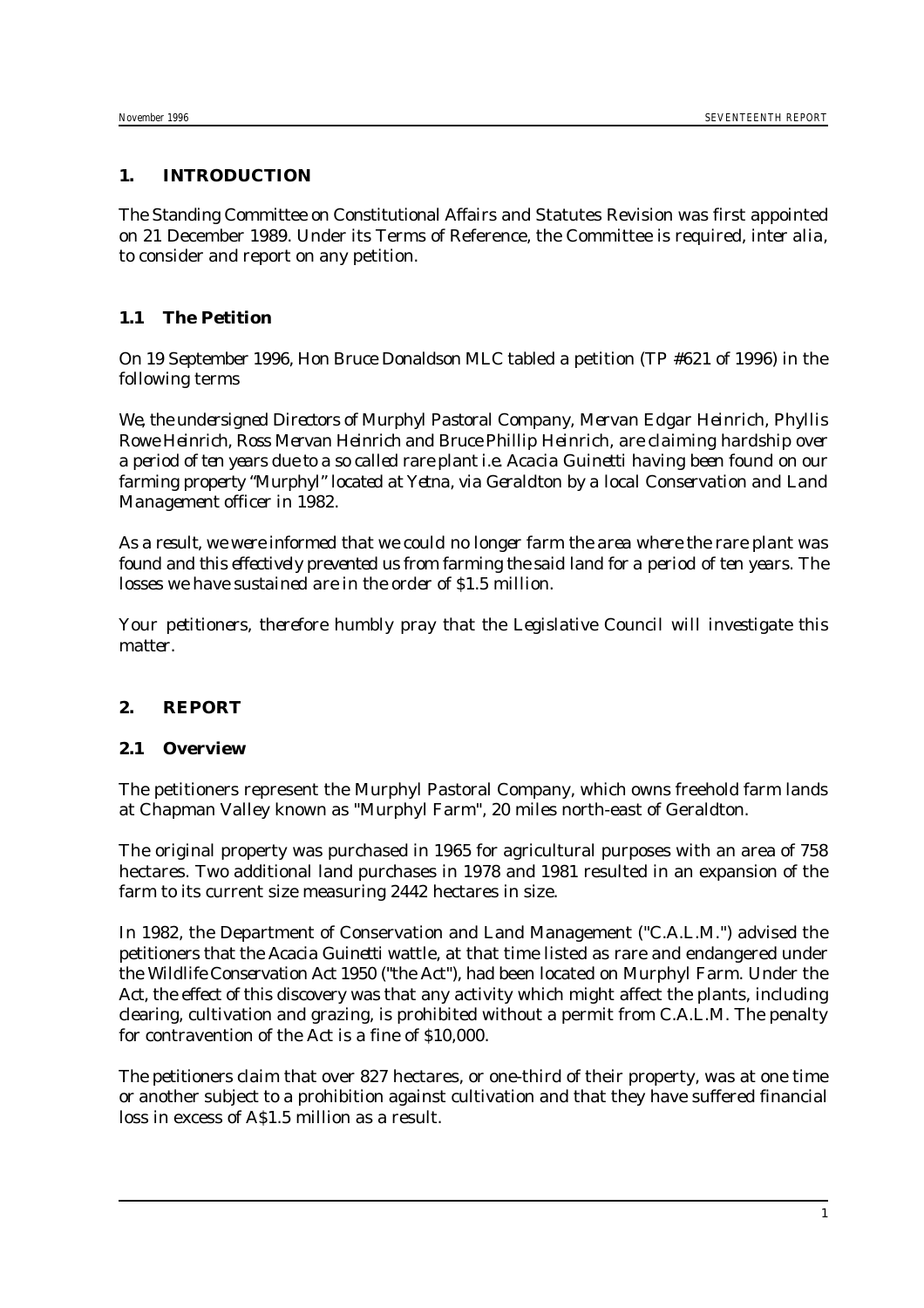## 1. INTRODUCTION

The Standing Committee on Constitutional Affairs and Statutes Revision was first appointed on 21 December 1989. Under its Terms of Reference, the Committee is required, *inter alia*, to consider and report on any petition.

### 1.1 The Petition

On 19 September 1996, Hon Bruce Donaldson MLC tabled a petition (TP #621 of 1996) in the following terms

*We, the undersigned Directors of Murphyl Pastoral Company, Mervan Edgar Heinrich, Phyllis Rowe Heinrich, Ross Mervan Heinrich and Bruce Phillip Heinrich, are claiming hardship over a period of ten years due to a so called rare plant i.e. Acacia Guinetti having been found on our farming property "Murphyl" located at Yetna, via Geraldton by a local Conservation and Land Management officer in 1982.*

*As a result, we were informed that we could no longer farm the area where the rare plant was found and this effectively prevented us from farming the said land for a period of ten years. The losses we have sustained are in the order of $1.5 million.*

*Your petitioners, therefore humbly pray that the Legislative Council will investigate this matter.*

## 2. REPORT

### 2.1 Overview

The petitioners represent the Murphyl Pastoral Company, which owns freehold farm lands at Chapman Valley known as "Murphyl Farm", 20 miles north-east of Geraldton.

The original property was purchased in 1965 for agricultural purposes with an area of 758 hectares. Two additional land purchases in 1978 and 1981 resulted in an expansion of the farm to its current size measuring 2442 hectares in size.

In 1982, the Department of Conservation and Land Management ("C.A.L.M.") advised the petitioners that the *Acacia Guinetti* wattle, at that time listed as rare and endangered under the *Wildlife Conservation Act 1950* ("the Act"), had been located on Murphyl Farm. Under the Act, the effect of this discovery was that any activity which might affect the plants, including clearing, cultivation and grazing, is prohibited without a permit from C.A.L.M. The penalty for contravention of the Act is a fine of $10,000.

The petitioners claim that over 827 hectares, or one-third of their property, was at one time or another subject to a prohibition against cultivation and that they have suffered financial loss in excess of A$1.5 million as a result.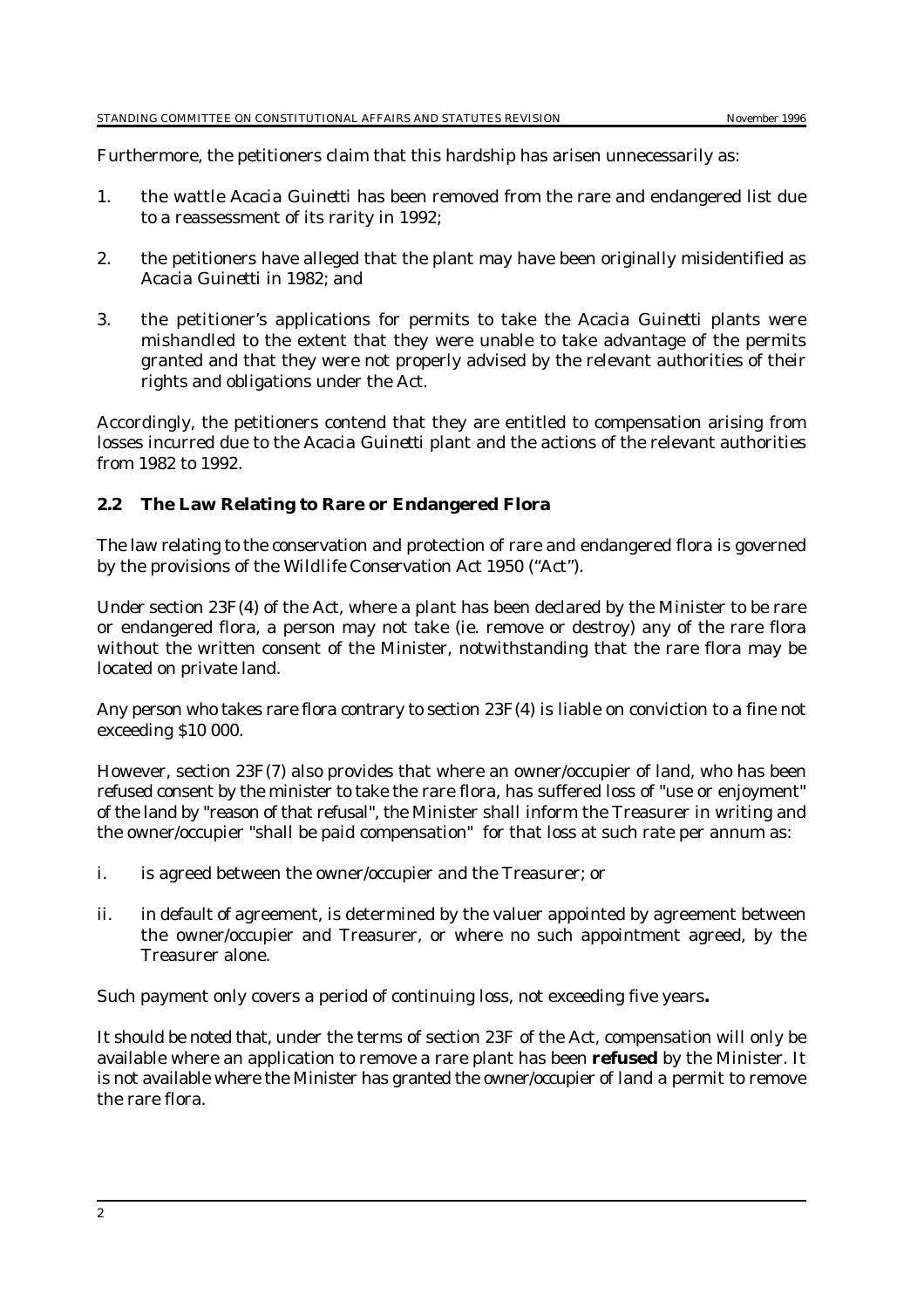Furthermore, the petitioners claim that this hardship has arisen unnecessarily as:

1. the wattle *Acacia Guinetti* has been removed from the rare and endangered list due to a reassessment of its rarity in 1992;

2. the petitioners have alleged that the plant may have been originally misidentified as *Acacia Guinetti* in 1982; and

3. the petitioner's applications for permits to take the *Acacia Guinetti* plants were mishandled to the extent that they were unable to take advantage of the permits granted and that they were not properly advised by the relevant authorities of their rights and obligations under the Act.

Accordingly, the petitioners contend that they are entitled to compensation arising from losses incurred due to the *Acacia Guinetti* plant and the actions of the relevant authorities from 1982 to 1992.

## 2.2 The Law Relating to Rare or Endangered Flora

The law relating to the conservation and protection of rare and endangered flora is governed by the provisions of the *Wildlife Conservation Act 1950* ("Act").

Under section 23F(4) of the Act, where a plant has been declared by the Minister to be rare or endangered flora, a person may not take (ie. remove or destroy) any of the rare flora without the written consent of the Minister, notwithstanding that the rare flora may be located on private land.

Any person who takes rare flora contrary to section 23F(4) is liable on conviction to a fine not exceeding $10 000.

However, section 23F(7) also provides that where an owner/occupier of land, who has been refused consent by the minister to take the rare flora, has suffered loss of "use or enjoyment" of the land by "reason of that refusal", the Minister shall inform the Treasurer in writing and the owner/occupier "shall be paid compensation" for that loss at such rate per annum as:

i. is agreed between the owner/occupier and the Treasurer; or

ii. in default of agreement, is determined by the valuer appointed by agreement between the owner/occupier and Treasurer, or where no such appointment agreed, by the Treasurer alone.

Such payment only covers a period of continuing loss, not exceeding five years**.**

It should be noted that, under the terms of section 23F of the Act, compensation will only be available where an application to remove a rare plant has been **refused** by the Minister. It is not available where the Minister has granted the owner/occupier of land a permit to remove the rare flora.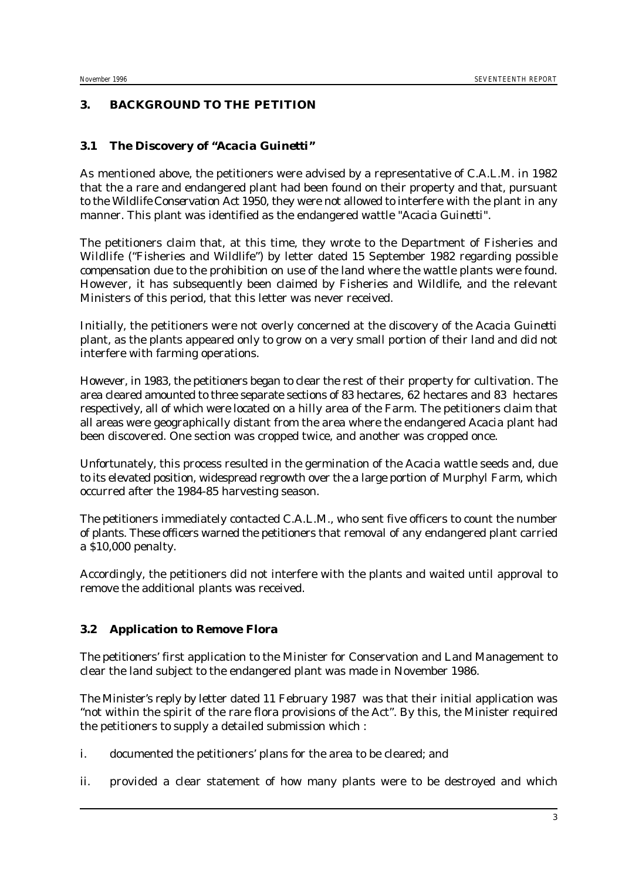## 3. BACKGROUND TO THE PETITION

### 3.1 The Discovery of "Acacia Guinetti"

As mentioned above, the petitioners were advised by a representative of C.A.L.M. in 1982 that the a rare and endangered plant had been found on their property and that, pursuant to the *Wildlife Conservation Act 1950*, they were not allowed to interfere with the plant in any manner. This plant was identified as the endangered wattle "*Acacia Guinetti*".

The petitioners claim that, at this time, they wrote to the Department of Fisheries and Wildlife ("Fisheries and Wildlife") by letter dated 15 September 1982 regarding possible compensation due to the prohibition on use of the land where the wattle plants were found. However, it has subsequently been claimed by Fisheries and Wildlife, and the relevant Ministers of this period, that this letter was never received.

Initially, the petitioners were not overly concerned at the discovery of the *Acacia Guinetti* plant, as the plants appeared only to grow on a very small portion of their land and did not interfere with farming operations.

However, in 1983, the petitioners began to clear the rest of their property for cultivation. The area cleared amounted to three separate sections of 83 hectares, 62 hectares and 83 hectares respectively, all of which were located on a hilly area of the Farm. The petitioners claim that all areas were geographically distant from the area where the endangered *Acacia* plant had been discovered. One section was cropped twice, and another was cropped once.

Unfortunately, this process resulted in the germination of the *Acacia* wattle seeds and, due to its elevated position, widespread regrowth over the a large portion of Murphyl Farm, which occurred after the 1984-85 harvesting season.

The petitioners immediately contacted C.A.L.M., who sent five officers to count the number of plants. These officers warned the petitioners that removal of any endangered plant carried a $10,000 penalty.

Accordingly, the petitioners did not interfere with the plants and waited until approval to remove the additional plants was received.

### 3.2 Application to Remove Flora

The petitioners' first application to the Minister for Conservation and Land Management to clear the land subject to the endangered plant was made in November 1986.

The Minister's reply by letter dated 11 February 1987 was that their initial application was "not within the spirit of the rare flora provisions of the Act". By this, the Minister required the petitioners to supply a detailed submission which :

i. documented the petitioners' plans for the area to be cleared; and

ii. provided a clear statement of how many plants were to be destroyed and which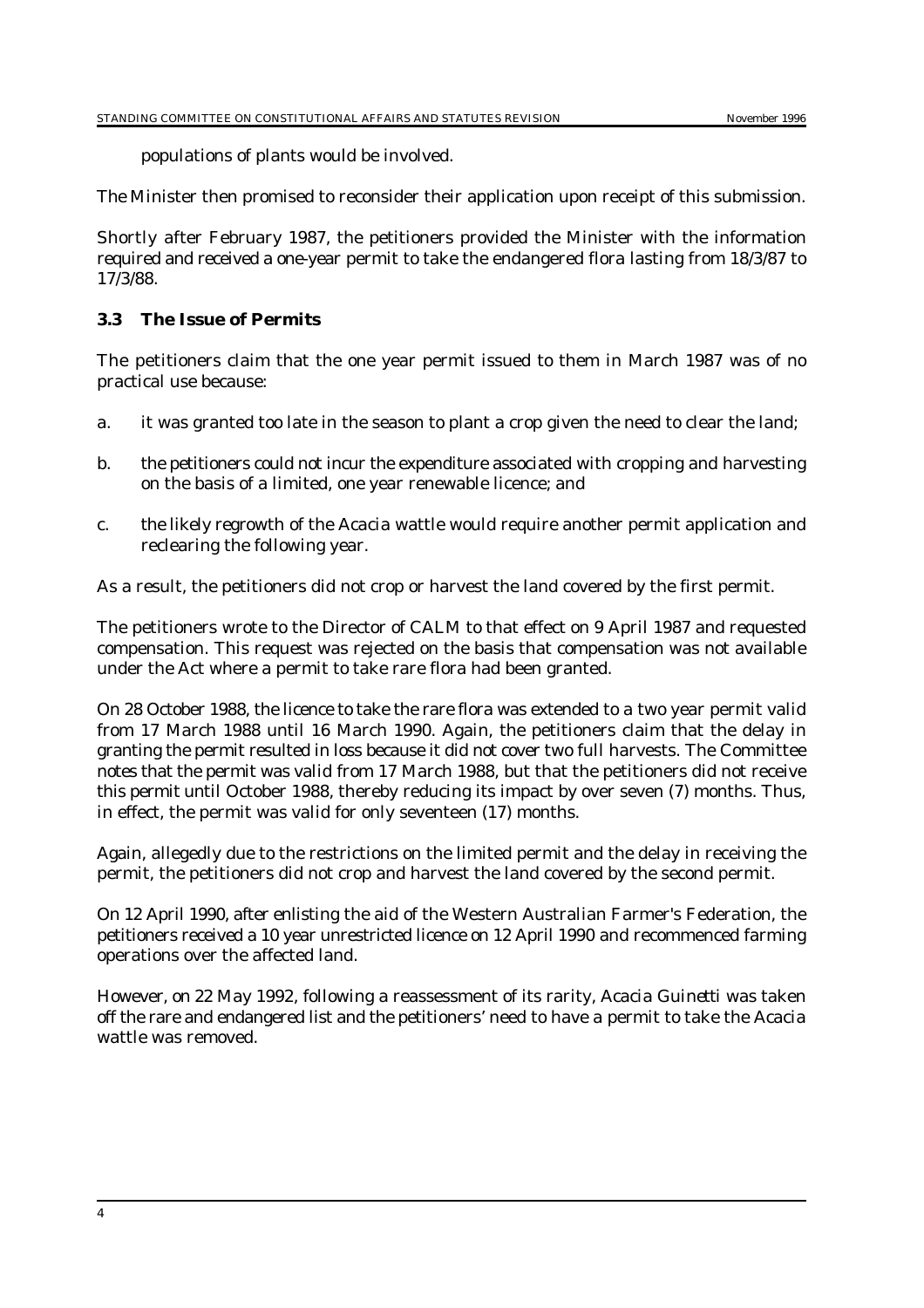populations of plants would be involved.

The Minister then promised to reconsider their application upon receipt of this submission.

Shortly after February 1987, the petitioners provided the Minister with the information required and received a one-year permit to take the endangered flora lasting from 18/3/87 to 17/3/88.

### 3.3 The Issue of Permits

The petitioners claim that the one year permit issued to them in March 1987 was of no practical use because:

a. it was granted too late in the season to plant a crop given the need to clear the land;

b. the petitioners could not incur the expenditure associated with cropping and harvesting on the basis of a limited, one year renewable licence; and

c. the likely regrowth of the *Acacia* wattle would require another permit application and reclearing the following year.

As a result, the petitioners did not crop or harvest the land covered by the first permit.

The petitioners wrote to the Director of CALM to that effect on 9 April 1987 and requested compensation. This request was rejected on the basis that compensation was not available under the Act where a permit to take rare flora had been granted.

On 28 October 1988, the licence to take the rare flora was extended to a two year permit valid from 17 March 1988 until 16 March 1990. Again, the petitioners claim that the delay in granting the permit resulted in loss because it did not cover two full harvests. The Committee notes that the permit was valid from 17 March 1988, but that the petitioners did not receive this permit until October 1988, thereby reducing its impact by over seven (7) months. Thus, in effect, the permit was valid for only seventeen (17) months.

Again, allegedly due to the restrictions on the limited permit and the delay in receiving the permit, the petitioners did not crop and harvest the land covered by the second permit.

On 12 April 1990, after enlisting the aid of the Western Australian Farmer's Federation, the petitioners received a 10 year unrestricted licence on 12 April 1990 and recommenced farming operations over the affected land.

However, on 22 May 1992, following a reassessment of its rarity, *Acacia Guinetti* was taken off the rare and endangered list and the petitioners' need to have a permit to take the *Acacia* wattle was removed.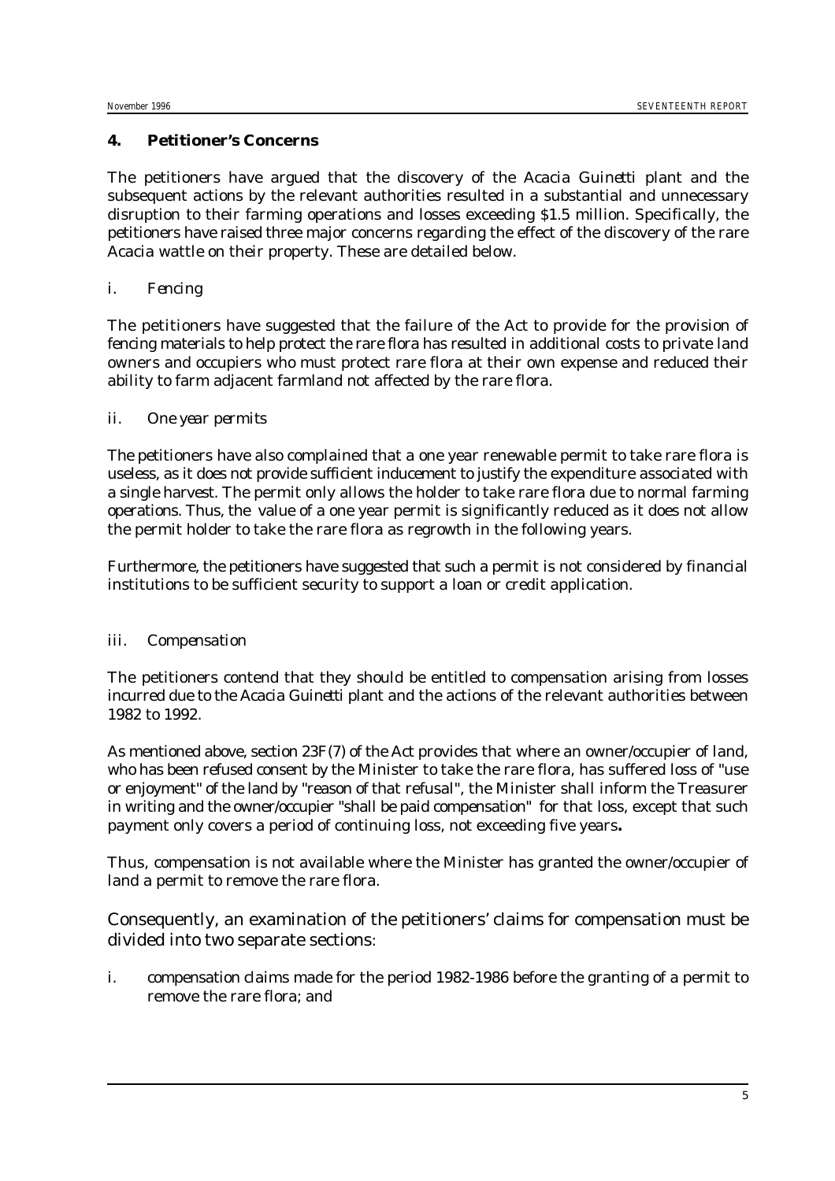## 4. Petitioner's Concerns

The petitioners have argued that the discovery of the Acacia *Guinetti* plant and the subsequent actions by the relevant authorities resulted in a substantial and unnecessary disruption to their farming operations and losses exceeding $1.5 million. Specifically, the petitioners have raised three major concerns regarding the effect of the discovery of the rare Acacia wattle on their property. These are detailed below.

### i. *Fencing*

The petitioners have suggested that the failure of the Act to provide for the provision of fencing materials to help protect the rare flora has resulted in additional costs to private land owners and occupiers who must protect rare flora at their own expense and reduced their ability to farm adjacent farmland not affected by the rare flora.

### ii. *One year permits*

The petitioners have also complained that a one year renewable permit to take rare flora is useless, as it does not provide sufficient inducement to justify the expenditure associated with a single harvest. The permit only allows the holder to take rare flora due to normal farming operations. Thus, the value of a one year permit is significantly reduced as it does not allow the permit holder to take the rare flora as regrowth in the following years.

Furthermore, the petitioners have suggested that such a permit is not considered by financial institutions to be sufficient security to support a loan or credit application.

### iii. *Compensation*

The petitioners contend that they should be entitled to compensation arising from losses incurred due to the Acacia *Guinetti* plant and the actions of the relevant authorities between 1982 to 1992.

As mentioned above, section 23F(7) of the Act provides that where an owner/occupier of land, who has been refused consent by the Minister to take the rare flora, has suffered loss of "use or enjoyment" of the land by "reason of that refusal", the Minister shall inform the Treasurer in writing and the owner/occupier "shall be paid compensation" for that loss, except that such payment only covers a period of continuing loss, not exceeding five years**.**

Thus, compensation is not available where the Minister has granted the owner/occupier of land a permit to remove the rare flora.

Consequently, an examination of the petitioners' claims for compensation must be divided into two separate sections:

i. compensation claims made for the period 1982-1986 before the granting of a permit to remove the rare flora; and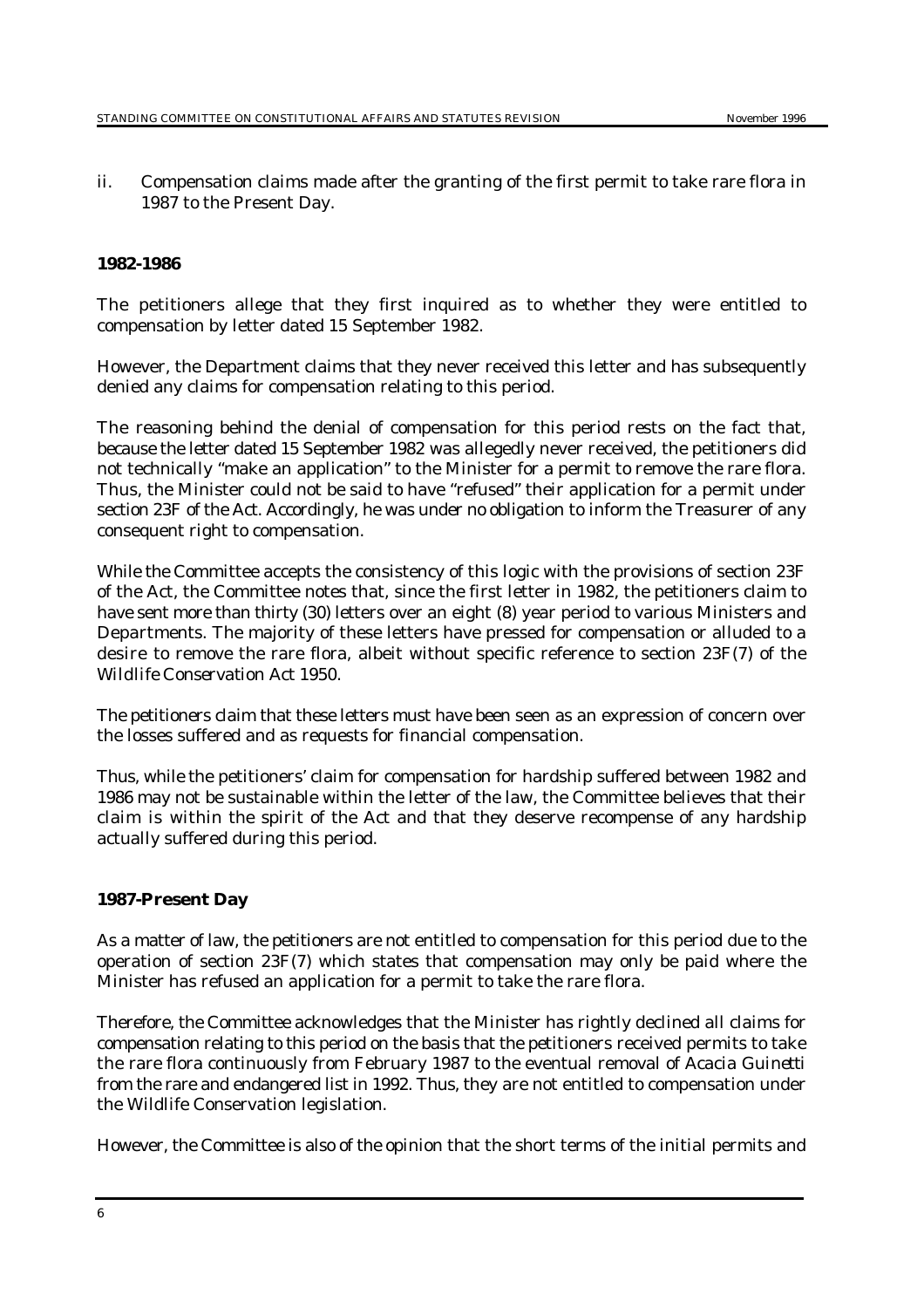ii. Compensation claims made after the granting of the first permit to take rare flora in 1987 to the Present Day.

**1982-1986**

The petitioners allege that they first inquired as to whether they were entitled to compensation by letter dated 15 September 1982.

However, the Department claims that they never received this letter and has subsequently denied any claims for compensation relating to this period.

The reasoning behind the denial of compensation for this period rests on the fact that, because the letter dated 15 September 1982 was allegedly never received, the petitioners did not technically "make an application" to the Minister for a permit to remove the rare flora. Thus, the Minister could not be said to have "refused" their application for a permit under section 23F of the Act. Accordingly, he was under no obligation to inform the Treasurer of any consequent right to compensation.

While the Committee accepts the consistency of this logic with the provisions of section 23F of the Act, the Committee notes that, since the first letter in 1982, the petitioners claim to have sent more than thirty (30) letters over an eight (8) year period to various Ministers and Departments. The majority of these letters have pressed for compensation or alluded to a desire to remove the rare flora, albeit without specific reference to section 23F(7) of the *Wildlife Conservation Act 1950*.

The petitioners claim that these letters must have been seen as an expression of concern over the losses suffered and as requests for financial compensation.

Thus, while the petitioners' claim for compensation for hardship suffered between 1982 and 1986 may not be sustainable within the letter of the law, the Committee believes that their claim is within the spirit of the Act and that they deserve recompense of any hardship actually suffered during this period.

**1987-Present Day**

As a matter of law, the petitioners are not entitled to compensation for this period due to the operation of section 23F(7) which states that compensation may only be paid where the Minister has refused an application for a permit to take the rare flora.

Therefore, the Committee acknowledges that the Minister has rightly declined all claims for compensation relating to this period on the basis that the petitioners received permits to take the rare flora continuously from February 1987 to the eventual removal of *Acacia Guinetti* from the rare and endangered list in 1992. Thus, they are not entitled to compensation under the Wildlife Conservation legislation.

However, the Committee is also of the opinion that the short terms of the initial permits and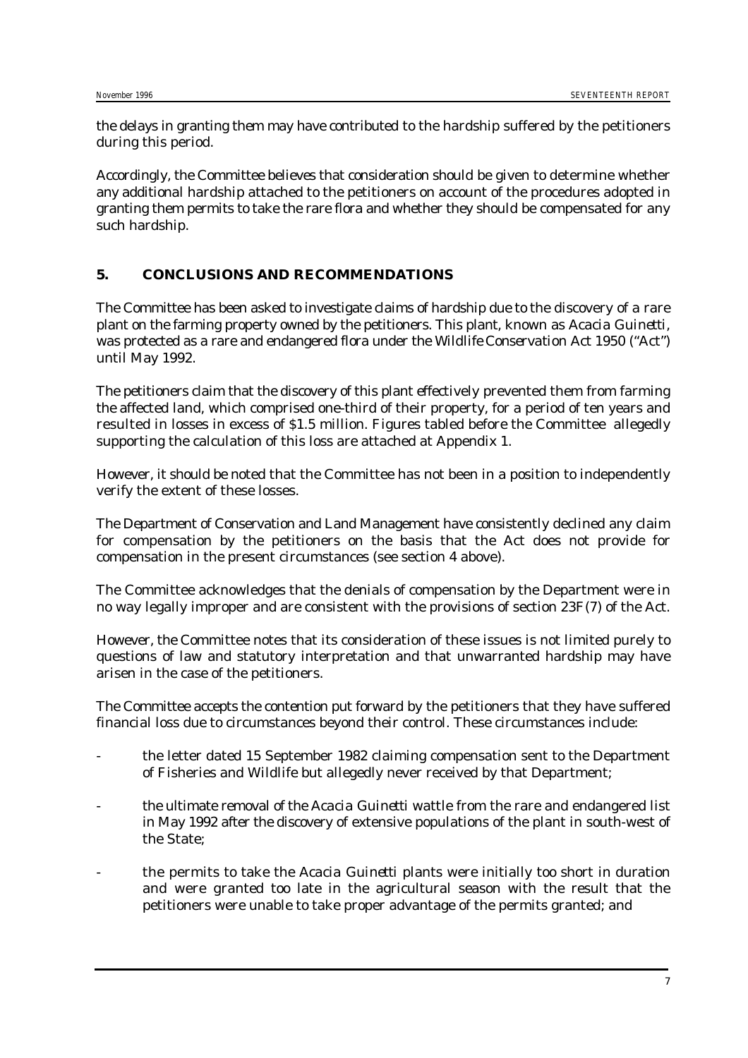the delays in granting them may have contributed to the hardship suffered by the petitioners during this period.

Accordingly, the Committee believes that consideration should be given to determine whether any additional hardship attached to the petitioners on account of the procedures adopted in granting them permits to take the rare flora and whether they should be compensated for any such hardship.

## 5. CONCLUSIONS AND RECOMMENDATIONS

The Committee has been asked to investigate claims of hardship due to the discovery of a rare plant on the farming property owned by the petitioners. This plant, known as *Acacia Guinetti*, was protected as a rare and endangered flora under the *Wildlife Conservation Act 1950* ("Act") until May 1992.

The petitioners claim that the discovery of this plant effectively prevented them from farming the affected land, which comprised one-third of their property, for a period of ten years and resulted in losses in excess of $1.5 million. Figures tabled before the Committee allegedly supporting the calculation of this loss are attached at Appendix 1.

However, it should be noted that the Committee has not been in a position to independently verify the extent of these losses.

The Department of Conservation and Land Management have consistently declined any claim for compensation by the petitioners on the basis that the Act does not provide for compensation in the present circumstances (see section 4 above).

The Committee acknowledges that the denials of compensation by the Department were in no way legally improper and are consistent with the provisions of section 23F(7) of the Act.

However, the Committee notes that its consideration of these issues is not limited purely to questions of law and statutory interpretation and that unwarranted hardship may have arisen in the case of the petitioners.

The Committee accepts the contention put forward by the petitioners that they have suffered financial loss due to circumstances beyond their control. These circumstances include:

- the letter dated 15 September 1982 claiming compensation sent to the Department of Fisheries and Wildlife but allegedly never received by that Department;
- the ultimate removal of the *Acacia Guinetti* wattle from the rare and endangered list in May 1992 after the discovery of extensive populations of the plant in south-west of the State;
- the permits to take the *Acacia Guinetti* plants were initially too short in duration and were granted too late in the agricultural season with the result that the petitioners were unable to take proper advantage of the permits granted; and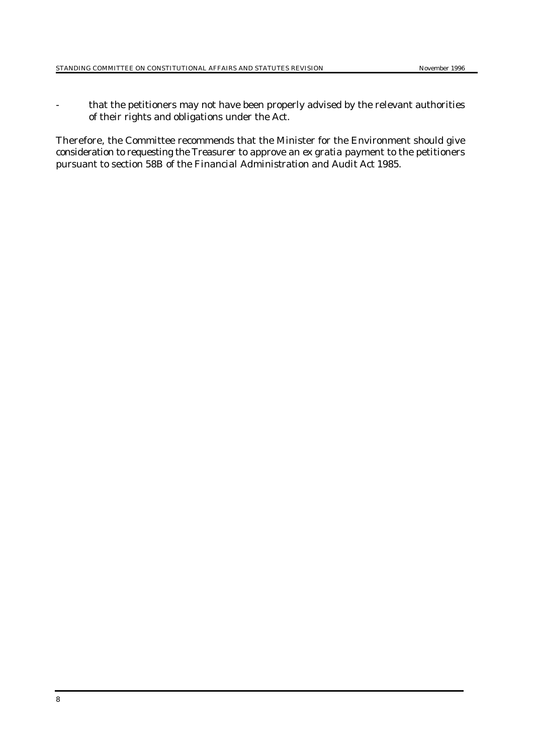- that the petitioners may not have been properly advised by the relevant authorities of their rights and obligations under the Act.

Therefore, the Committee recommends that the Minister for the Environment should give consideration to requesting the Treasurer to approve an *ex gratia* payment to the petitioners pursuant to section 58B of the *Financial Administration and Audit Act 1985*.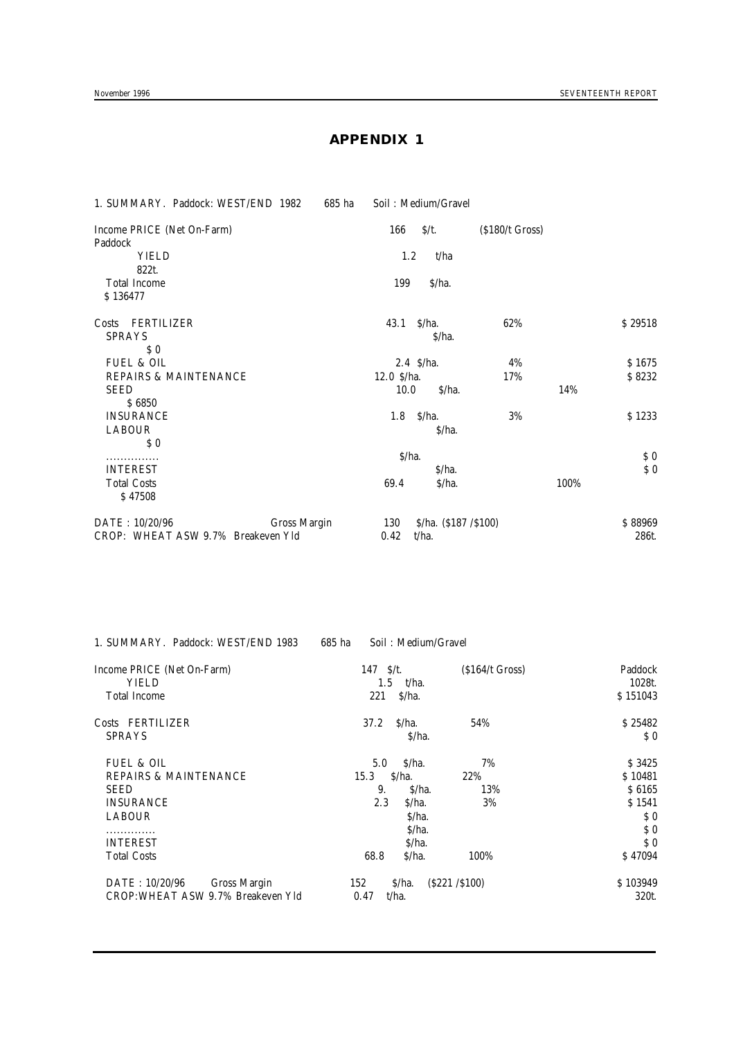# APPENDIX 1

1. SUMMARY. Paddock: WEST/END 1982 685 ha Soil : Medium/Gravel

| | | | | Paddock |
|---|---|---|---|---|
| Income PRICE (Net On-Farm) | 166 | $/t. | ($180/t Gross) | |
| YIELD | 1.2 | t/ha | | 822t. |
| Total Income | 199 | $/ha. | | $ 136477 |
| Costs FERTILIZER | 43.1 | $/ha. | 62% | $ 29518 |
| SPRAYS | | $/ha. | | $ 0 |
| FUEL & OIL | 2.4 | $/ha. | 4% | $ 1675 |
| REPAIRS & MAINTENANCE | 12.0 | $/ha. | 17% | $ 8232 |
| SEED | 10.0 | $/ha. | 14% | $ 6850 |
| INSURANCE | 1.8 | $/ha. | 3% | $ 1233 |
| LABOUR | | $/ha. | | $ 0 |
| .............. | | $/ha. | | $ 0 |
| INTEREST | | $/ha. | | $ 0 |
| Total Costs | 69.4 | $/ha. | 100% | $ 47508 |
| DATE : 10/20/96 Gross Margin | 130 | $/ha. ($187 /$100) | | $ 88969 |
| CROP: WHEAT ASW 9.7% Breakeven Yld | 0.42 | t/ha. | | 286t. |

1. SUMMARY. Paddock: WEST/END 1983 685 ha Soil : Medium/Gravel

| | | | | Paddock |
|---|---|---|---|---|
| Income PRICE (Net On-Farm) | 147 | $/t. | ($164/t Gross) | |
| YIELD | 1.5 | t/ha. | | 1028t. |
| Total Income | 221 | $/ha. | | $ 151043 |
| Costs FERTILIZER | 37.2 | $/ha. | 54% | $ 25482 |
| SPRAYS | | $/ha. | | $ 0 |
| FUEL & OIL | 5.0 | $/ha. | 7% | $ 3425 |
| REPAIRS & MAINTENANCE | 15.3 | $/ha. | 22% | $ 10481 |
| SEED | 9. | $/ha. | 13% | $ 6165 |
| INSURANCE | 2.3 | $/ha. | 3% | $ 1541 |
| LABOUR | | $/ha. | | $ 0 |
| ............. | | $/ha. | | $ 0 |
| INTEREST | | $/ha. | | $ 0 |
| Total Costs | 68.8 | $/ha. | 100% | $ 47094 |
| DATE : 10/20/96 Gross Margin | 152 | $/ha. | ($221 /$100) | $ 103949 |
| CROP:WHEAT ASW 9.7% Breakeven Yld | 0.47 | t/ha. | | 320t. |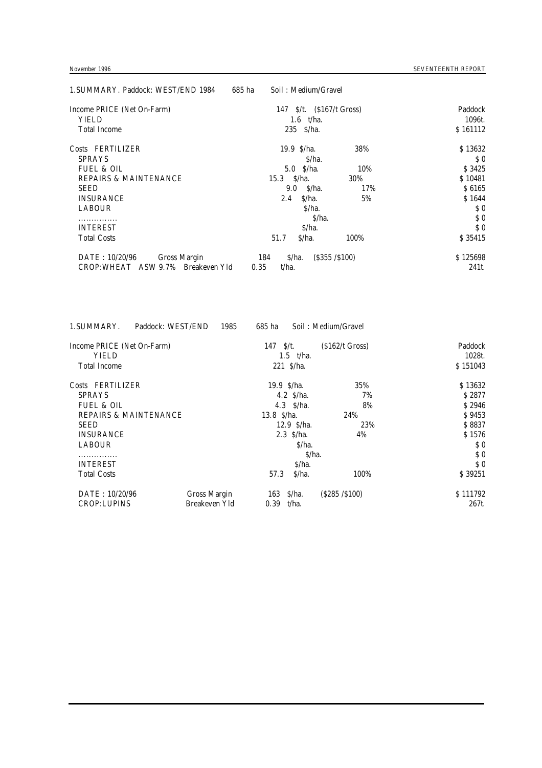1.SUMMARY. Paddock: WEST/END 1984 685 ha Soil : Medium/Gravel

| | | | |
|---|---|---|---|
| Income PRICE (Net On-Farm) | 147 $/t. ($167/t Gross) | | Paddock |
| YIELD | 1.6 t/ha. | | 1096t. |
| Total Income | 235 $/ha. | | $ 161112 |
| Costs FERTILIZER | 19.9 $/ha. | 38% | $ 13632 |
| SPRAYS | $/ha. | | $ 0 |
| FUEL & OIL | 5.0 $/ha. | 10% | $ 3425 |
| REPAIRS & MAINTENANCE | 15.3 $/ha. | 30% | $ 10481 |
| SEED | 9.0 $/ha. | 17% | $ 6165 |
| INSURANCE | 2.4 $/ha. | 5% | $ 1644 |
| LABOUR | $/ha. | | $ 0 |
| ............... | $/ha. | | $ 0 |
| INTEREST | $/ha. | | $ 0 |
| Total Costs | 51.7 $/ha. | 100% | $ 35415 |
| DATE : 10/20/96 Gross Margin | 184 $/ha. | ($355 /$100) | $ 125698 |
| CROP:WHEAT ASW 9.7% Breakeven Yld | 0.35 t/ha. | | 241t. |

1.SUMMARY. Paddock: WEST/END 1985 685 ha Soil : Medium/Gravel

| | | | |
|---|---|---|---|
| Income PRICE (Net On-Farm) | 147 $/t. | ($162/t Gross) | Paddock |
| YIELD | 1.5 t/ha. | | 1028t. |
| Total Income | 221 $/ha. | | $ 151043 |
| Costs FERTILIZER | 19.9 $/ha. | 35% | $ 13632 |
| SPRAYS | 4.2 $/ha. | 7% | $ 2877 |
| FUEL & OIL | 4.3 $/ha. | 8% | $ 2946 |
| REPAIRS & MAINTENANCE | 13.8 $/ha. | 24% | $ 9453 |
| SEED | 12.9 $/ha. | 23% | $ 8837 |
| INSURANCE | 2.3 $/ha. | 4% | $ 1576 |
| LABOUR | $/ha. | | $ 0 |
| ............... | $/ha. | | $ 0 |
| INTEREST | $/ha. | | $ 0 |
| Total Costs | 57.3 $/ha. | 100% | $ 39251 |
| DATE : 10/20/96 Gross Margin | 163 $/ha. | ($285 /$100) | $ 111792 |
| CROP:LUPINS Breakeven Yld | 0.39 t/ha. | | 267t. |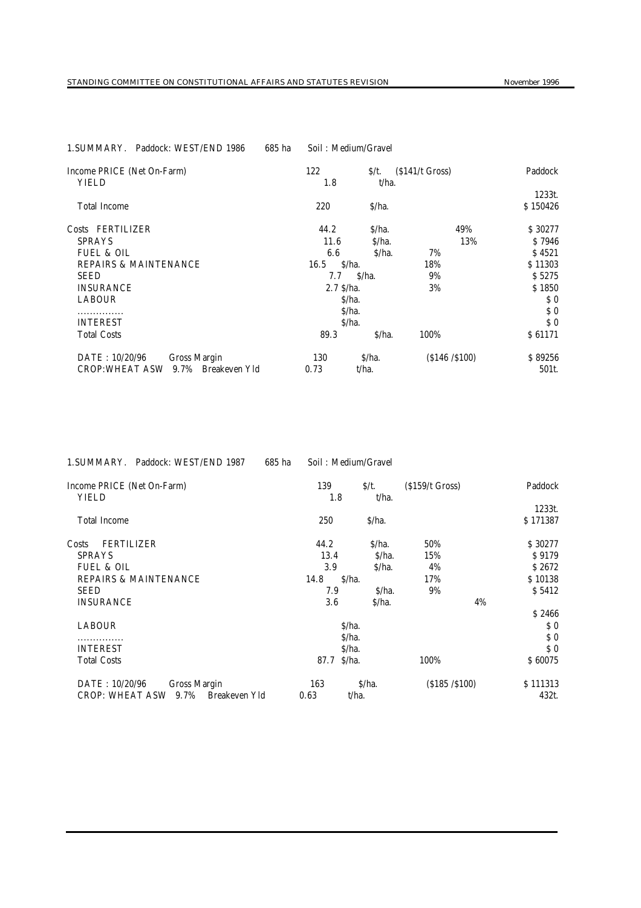1.SUMMARY. Paddock: WEST/END 1986 685 ha Soil : Medium/Gravel

| | | | | |
|---|---|---|---|---|
| Income PRICE (Net On-Farm) | 122 | $/t. | ($141/t Gross) | Paddock |
| YIELD | 1.8 | t/ha. | | 1233t. |
| Total Income | 220 | $/ha. | | $ 150426 |
| Costs FERTILIZER | 44.2 | $/ha. | 49% | $ 30277 |
| SPRAYS | 11.6 | $/ha. | 13% | $ 7946 |
| FUEL & OIL | 6.6 | $/ha. | 7% | $ 4521 |
| REPAIRS & MAINTENANCE | 16.5 | $/ha. | 18% | $ 11303 |
| SEED | 7.7 | $/ha. | 9% | $ 5275 |
| INSURANCE | 2.7 | $/ha. | 3% | $ 1850 |
| LABOUR | | $/ha. | | $ 0 |
| ............... | | $/ha. | | $ 0 |
| INTEREST | | $/ha. | | $ 0 |
| Total Costs | 89.3 | $/ha. | 100% | $ 61171 |
| DATE : 10/20/96 Gross Margin | 130 | $/ha. | ($146 /$100) | $ 89256 |
| CROP:WHEAT ASW 9.7% Breakeven Yld | 0.73 | t/ha. | | 501t. |

1.SUMMARY. Paddock: WEST/END 1987 685 ha Soil : Medium/Gravel

| | | | | |
|---|---|---|---|---|
| Income PRICE (Net On-Farm) | 139 | $/t. | ($159/t Gross) | Paddock |
| YIELD | 1.8 | t/ha. | | 1233t. |
| Total Income | 250 | $/ha. | | $ 171387 |
| Costs FERTILIZER | 44.2 | $/ha. | 50% | $ 30277 |
| SPRAYS | 13.4 | $/ha. | 15% | $ 9179 |
| FUEL & OIL | 3.9 | $/ha. | 4% | $ 2672 |
| REPAIRS & MAINTENANCE | 14.8 | $/ha. | 17% | $ 10138 |
| SEED | 7.9 | $/ha. | 9% | $ 5412 |
| INSURANCE | 3.6 | $/ha. | 4% | $ 2466 |
| LABOUR | | $/ha. | | $ 0 |
| ............... | | $/ha. | | $ 0 |
| INTEREST | | $/ha. | | $ 0 |
| Total Costs | 87.7 | $/ha. | 100% | $ 60075 |
| DATE : 10/20/96 Gross Margin | 163 | $/ha. | ($185 /$100) | $ 111313 |
| CROP: WHEAT ASW 9.7% Breakeven Yld | 0.63 | t/ha. | | 432t. |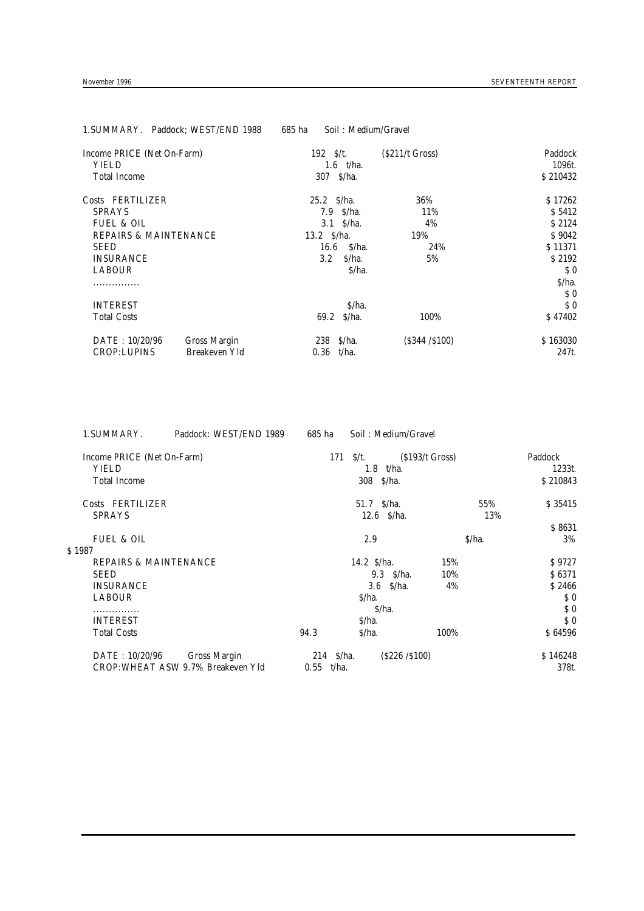1.SUMMARY. Paddock; WEST/END 1988 685 ha Soil : Medium/Gravel

| | | | | Paddock |
|---|---|---|---|---|
| Income PRICE (Net On-Farm) | | 192 $/t. | ($211/t Gross) | |
| YIELD | | 1.6 t/ha. | | 1096t. |
| Total Income | | 307 $/ha. | | $ 210432 |
| Costs FERTILIZER | | 25.2 $/ha. | 36% | $ 17262 |
| SPRAYS | | 7.9 $/ha. | 11% | $ 5412 |
| FUEL & OIL | | 3.1 $/ha. | 4% | $ 2124 |
| REPAIRS & MAINTENANCE | | 13.2 $/ha. | 19% | $ 9042 |
| SEED | | 16.6 $/ha. | 24% | $ 11371 |
| INSURANCE | | 3.2 $/ha. | 5% | $ 2192 |
| LABOUR | | $/ha. | | $ 0 |
| ............... | | | | $/ha. |
| | | | | $ 0 |
| INTEREST | | $/ha. | | $ 0 |
| Total Costs | | 69.2 $/ha. | 100% | $ 47402 |
| DATE : 10/20/96 | Gross Margin | 238 $/ha. | ($344 /$100) | $ 163030 |
| CROP:LUPINS | Breakeven Yld | 0.36 t/ha. | | 247t. |

1.SUMMARY. Paddock: WEST/END 1989 685 ha Soil : Medium/Gravel

| | | | | Paddock |
|---|---|---|---|---|
| Income PRICE (Net On-Farm) | | 171 $/t. | ($193/t Gross) | |
| YIELD | | 1.8 t/ha. | | 1233t. |
| Total Income | | 308 $/ha. | | $ 210843 |
| Costs FERTILIZER | | 51.7 $/ha. | 55% | $ 35415 |
| SPRAYS | | 12.6 $/ha. | 13% | $ 8631 |
| FUEL & OIL | | 2.9 $/ha. | 3% | $ 1987 |
| REPAIRS & MAINTENANCE | | 14.2 $/ha. | 15% | $ 9727 |
| SEED | | 9.3 $/ha. | 10% | $ 6371 |
| INSURANCE | | 3.6 $/ha. | 4% | $ 2466 |
| LABOUR | | $/ha. | | $ 0 |
| ............... | | $/ha. | | $ 0 |
| INTEREST | | $/ha. | | $ 0 |
| Total Costs | | 94.3 $/ha. | 100% | $ 64596 |
| DATE : 10/20/96 | Gross Margin | 214 $/ha. | ($226 /$100) | $ 146248 |
| CROP:WHEAT ASW 9.7% | Breakeven Yld | 0.55 t/ha. | | 378t. |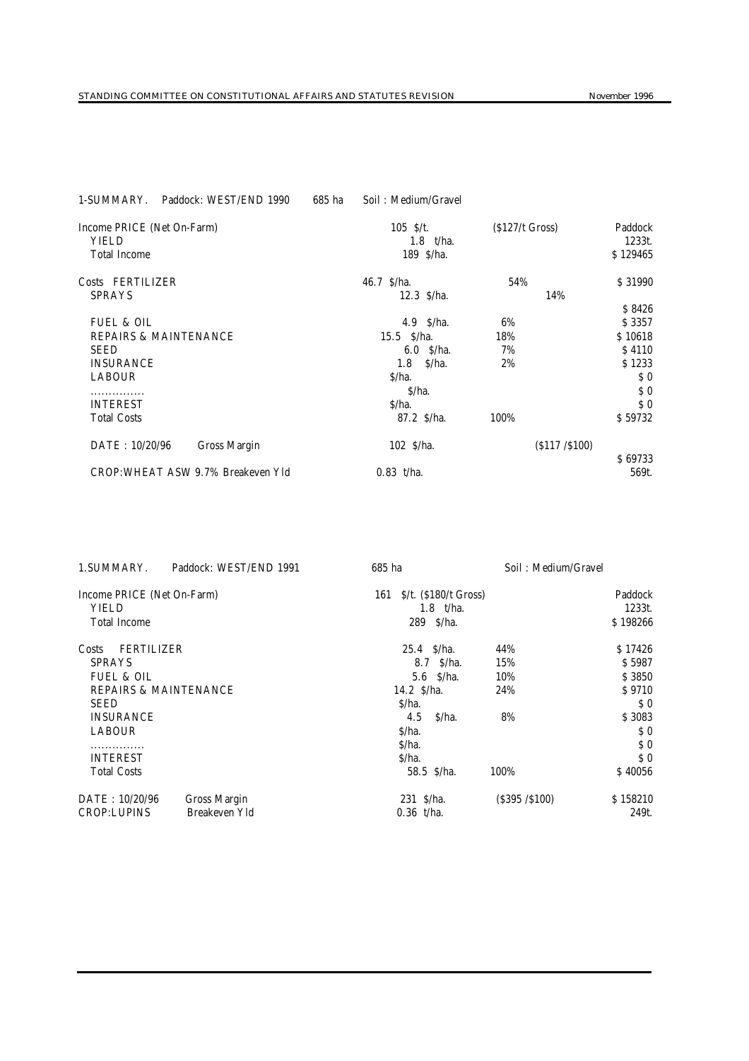| 1-SUMMARY. Paddock: WEST/END 1990 685 ha | Soil : Medium/Gravel | | |
|---|---|---|---|
| Income PRICE (Net On-Farm) | 105 $/t. | ($127/t Gross) | Paddock |
| YIELD | 1.8 t/ha. | | 1233t. |
| Total Income | 189 $/ha. | | $ 129465 |
| Costs FERTILIZER | 46.7 $/ha. | 54% | $ 31990 |
| SPRAYS | 12.3 $/ha. | 14% | $ 8426 |
| FUEL & OIL | 4.9 $/ha. | 6% | $ 3357 |
| REPAIRS & MAINTENANCE | 15.5 $/ha. | 18% | $ 10618 |
| SEED | 6.0 $/ha. | 7% | $ 4110 |
| INSURANCE | 1.8 $/ha. | 2% | $ 1233 |
| LABOUR | $/ha. | | $ 0 |
| ............... | $/ha. | | $ 0 |
| INTEREST | $/ha. | | $ 0 |
| Total Costs | 87.2 $/ha. | 100% | $ 59732 |
| DATE : 10/20/96 Gross Margin | 102 $/ha. | ($117 /$100) | $ 69733 |
| CROP:WHEAT ASW 9.7% Breakeven Yld | 0.83 t/ha. | | 569t. |

| 1.SUMMARY. Paddock: WEST/END 1991 | 685 ha | Soil : Medium/Gravel | |
|---|---|---|---|
| Income PRICE (Net On-Farm) | 161 $/t. ($180/t Gross) | | Paddock |
| YIELD | 1.8 t/ha. | | 1233t. |
| Total Income | 289 $/ha. | | $ 198266 |
| Costs FERTILIZER | 25.4 $/ha. | 44% | $ 17426 |
| SPRAYS | 8.7 $/ha. | 15% | $ 5987 |
| FUEL & OIL | 5.6 $/ha. | 10% | $ 3850 |
| REPAIRS & MAINTENANCE | 14.2 $/ha. | 24% | $ 9710 |
| SEED | $/ha. | | $ 0 |
| INSURANCE | 4.5 $/ha. | 8% | $ 3083 |
| LABOUR | $/ha. | | $ 0 |
| ............... | $/ha. | | $ 0 |
| INTEREST | $/ha. | | $ 0 |
| Total Costs | 58.5 $/ha. | 100% | $ 40056 |
| DATE : 10/20/96 Gross Margin | 231 $/ha. | ($395 /$100) | $ 158210 |
| CROP:LUPINS Breakeven Yld | 0.36 t/ha. | | 249t. |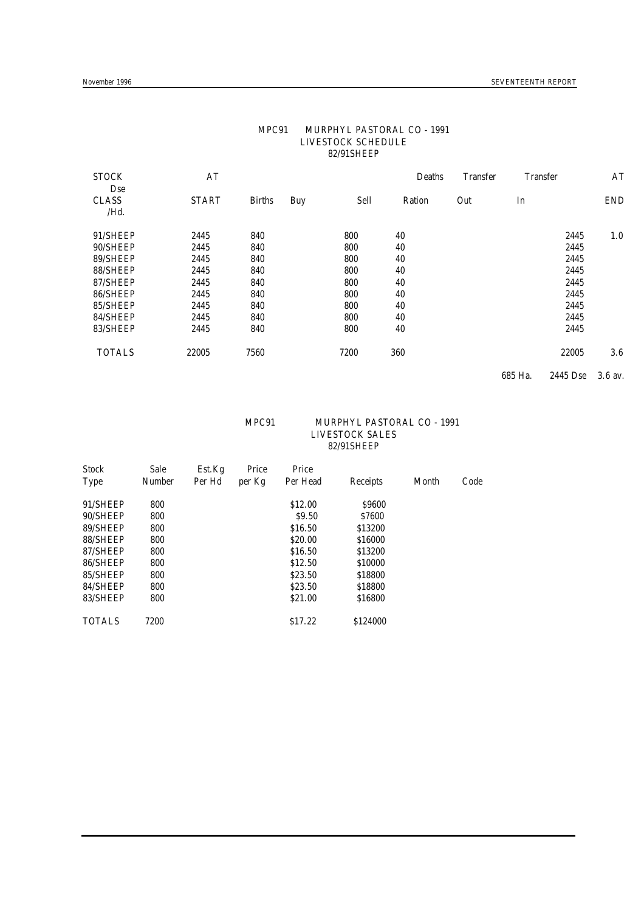MPC91 MURPHYL PASTORAL CO - 1991
LIVESTOCK SCHEDULE
82/91SHEEP

| STOCK CLASS | AT START | Births | Buy | Sell | Deaths Ration | Transfer Out | Transfer In | AT END | Dse /Hd. |
|---|---|---|---|---|---|---|---|---|---|
| 91/SHEEP | 2445 | 840 | | 800 | 40 | | | 2445 | 1.0 |
| 90/SHEEP | 2445 | 840 | | 800 | 40 | | | 2445 | |
| 89/SHEEP | 2445 | 840 | | 800 | 40 | | | 2445 | |
| 88/SHEEP | 2445 | 840 | | 800 | 40 | | | 2445 | |
| 87/SHEEP | 2445 | 840 | | 800 | 40 | | | 2445 | |
| 86/SHEEP | 2445 | 840 | | 800 | 40 | | | 2445 | |
| 85/SHEEP | 2445 | 840 | | 800 | 40 | | | 2445 | |
| 84/SHEEP | 2445 | 840 | | 800 | 40 | | | 2445 | |
| 83/SHEEP | 2445 | 840 | | 800 | 40 | | | 2445 | |
| TOTALS | 22005 | 7560 | | 7200 | 360 | | | 22005 | 3.6 |

685 Ha. 2445 Dse 3.6 av.

MPC91 MURPHYL PASTORAL CO - 1991
LIVESTOCK SALES
82/91SHEEP

| Stock Type | Sale Number | Est.Kg Per Hd | Price per Kg | Price Per Head | Receipts | Month | Code |
|---|---|---|---|---|---|---|---|
| 91/SHEEP | 800 | | | \$12.00 | \$9600 | | |
| 90/SHEEP | 800 | | | \$9.50 | \$7600 | | |
| 89/SHEEP | 800 | | | \$16.50 | \$13200 | | |
| 88/SHEEP | 800 | | | \$20.00 | \$16000 | | |
| 87/SHEEP | 800 | | | \$16.50 | \$13200 | | |
| 86/SHEEP | 800 | | | \$12.50 | \$10000 | | |
| 85/SHEEP | 800 | | | \$23.50 | \$18800 | | |
| 84/SHEEP | 800 | | | \$23.50 | \$18800 | | |
| 83/SHEEP | 800 | | | \$21.00 | \$16800 | | |
| TOTALS | 7200 | | | \$17.22 | \$124000 | | |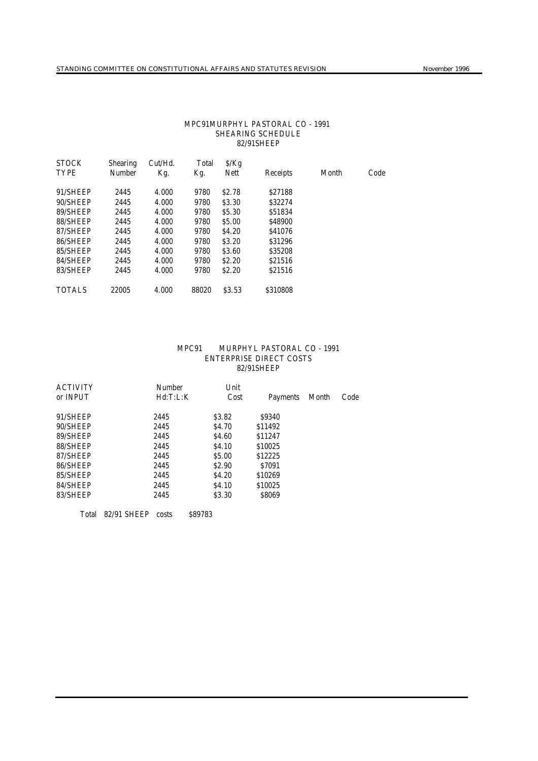MPC91MURPHYL PASTORAL CO - 1991
SHEARING SCHEDULE
82/91SHEEP

| STOCK TYPE | Shearing Number | Cut/Hd. Kg. | Total Kg. | $/Kg Nett | Receipts | Month | Code |
|---|---|---|---|---|---|---|---|
| 91/SHEEP | 2445 | 4.000 | 9780 | $2.78 | $27188 | | |
| 90/SHEEP | 2445 | 4.000 | 9780 | $3.30 | $32274 | | |
| 89/SHEEP | 2445 | 4.000 | 9780 | $5.30 | $51834 | | |
| 88/SHEEP | 2445 | 4.000 | 9780 | $5.00 | $48900 | | |
| 87/SHEEP | 2445 | 4.000 | 9780 | $4.20 | $41076 | | |
| 86/SHEEP | 2445 | 4.000 | 9780 | $3.20 | $31296 | | |
| 85/SHEEP | 2445 | 4.000 | 9780 | $3.60 | $35208 | | |
| 84/SHEEP | 2445 | 4.000 | 9780 | $2.20 | $21516 | | |
| 83/SHEEP | 2445 | 4.000 | 9780 | $2.20 | $21516 | | |
| TOTALS | 22005 | 4.000 | 88020 | $3.53 | $310808 | | |

MPC91 MURPHYL PASTORAL CO - 1991
ENTERPRISE DIRECT COSTS
82/91SHEEP

| ACTIVITY or INPUT | Number Hd:T:L:K | Unit Cost | Payments | Month | Code |
|---|---|---|---|---|---|
| 91/SHEEP | 2445 | $3.82 | $9340 | | |
| 90/SHEEP | 2445 | $4.70 | $11492 | | |
| 89/SHEEP | 2445 | $4.60 | $11247 | | |
| 88/SHEEP | 2445 | $4.10 | $10025 | | |
| 87/SHEEP | 2445 | $5.00 | $12225 | | |
| 86/SHEEP | 2445 | $2.90 | $7091 | | |
| 85/SHEEP | 2445 | $4.20 | $10269 | | |
| 84/SHEEP | 2445 | $4.10 | $10025 | | |
| 83/SHEEP | 2445 | $3.30 | $8069 | | |

Total 82/91 SHEEP costs $89783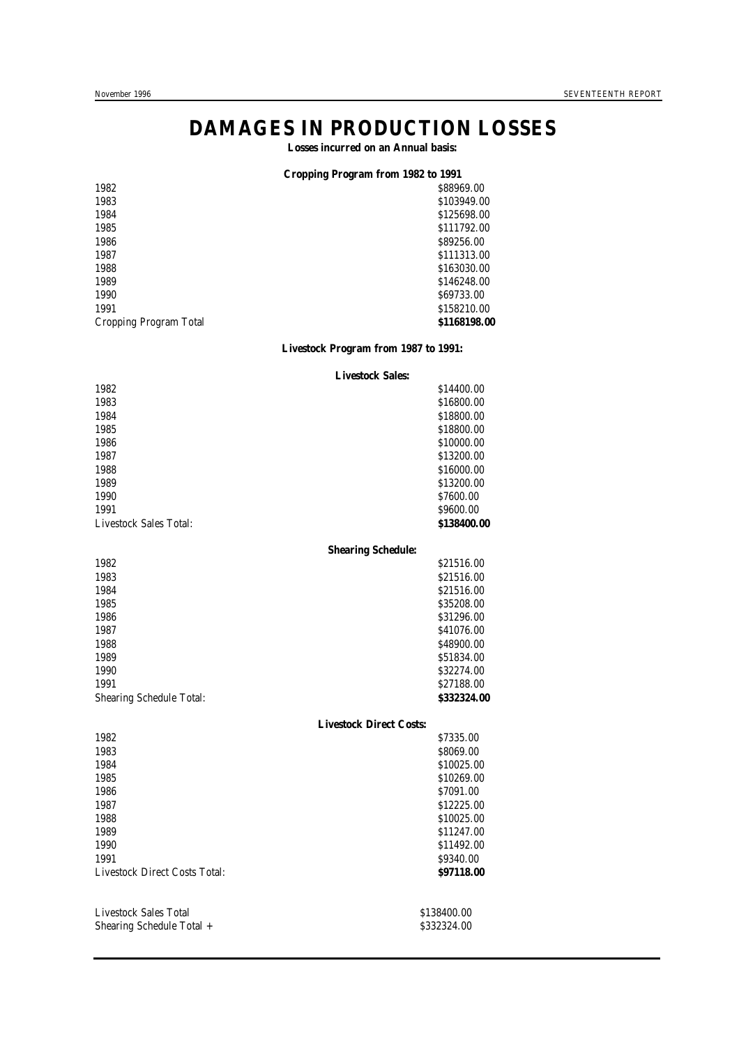# DAMAGES IN PRODUCTION LOSSES

**Losses incurred on an Annual basis:**

**Cropping Program from 1982 to 1991**

| | |
|---|---|
| 1982 | $88969.00 |
| 1983 | $103949.00 |
| 1984 | $125698.00 |
| 1985 | $111792.00 |
| 1986 | $89256.00 |
| 1987 | $111313.00 |
| 1988 | $163030.00 |
| 1989 | $146248.00 |
| 1990 | $69733.00 |
| 1991 | $158210.00 |
| Cropping Program Total | **$1168198.00** |

**Livestock Program from 1987 to 1991:**

**Livestock Sales:**

| | |
|---|---|
| 1982 | $14400.00 |
| 1983 | $16800.00 |
| 1984 | $18800.00 |
| 1985 | $18800.00 |
| 1986 | $10000.00 |
| 1987 | $13200.00 |
| 1988 | $16000.00 |
| 1989 | $13200.00 |
| 1990 | $7600.00 |
| 1991 | $9600.00 |
| Livestock Sales Total: | **$138400.00** |

**Shearing Schedule:**

| | |
|---|---|
| 1982 | $21516.00 |
| 1983 | $21516.00 |
| 1984 | $21516.00 |
| 1985 | $35208.00 |
| 1986 | $31296.00 |
| 1987 | $41076.00 |
| 1988 | $48900.00 |
| 1989 | $51834.00 |
| 1990 | $32274.00 |
| 1991 | $27188.00 |
| Shearing Schedule Total: | **$332324.00** |

**Livestock Direct Costs:**

| | |
|---|---|
| 1982 | $7335.00 |
| 1983 | $8069.00 |
| 1984 | $10025.00 |
| 1985 | $10269.00 |
| 1986 | $7091.00 |
| 1987 | $12225.00 |
| 1988 | $10025.00 |
| 1989 | $11247.00 |
| 1990 | $11492.00 |
| 1991 | $9340.00 |
| Livestock Direct Costs Total: | **$97118.00** |

| | |
|---|---|
| Livestock Sales Total | $138400.00 |
| Shearing Schedule Total + | $332324.00 |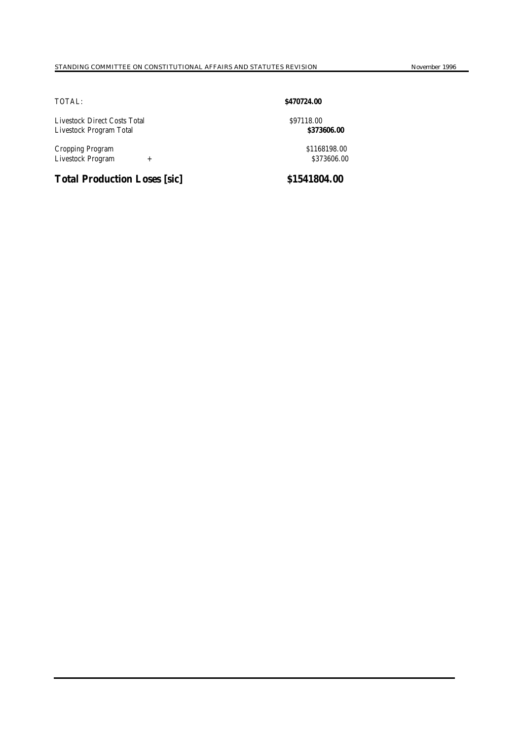| | |
|---|---|
| TOTAL: | **$470724.00** |
| Livestock Direct Costs Total | $97118.00 |
| Livestock Program Total | **$373606.00** |
| Cropping Program | $1168198.00 |
| Livestock Program + | $373606.00 |
| **Total Production Loses [sic]** | **$1541804.00** |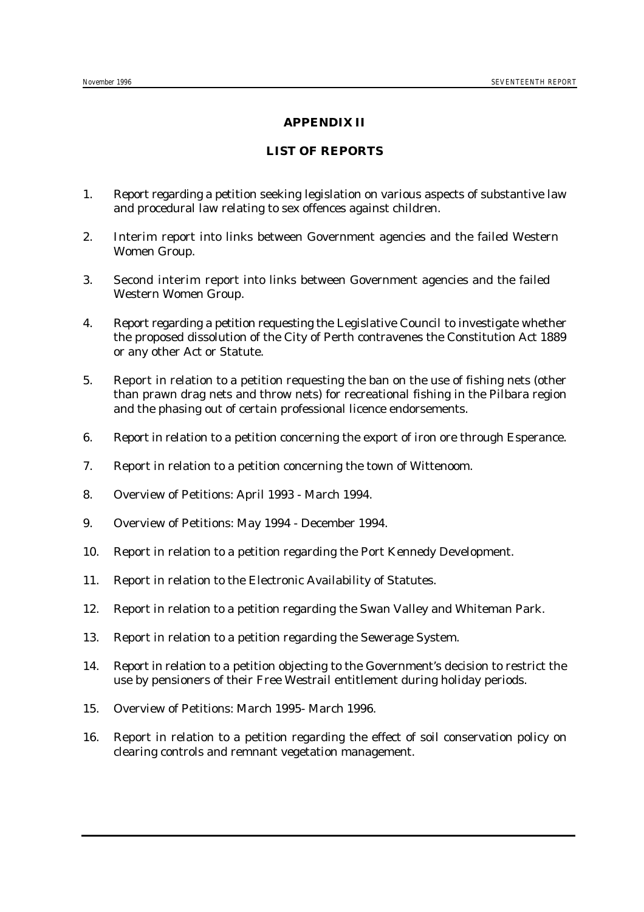## APPENDIX II

## LIST OF REPORTS

1. Report regarding a petition seeking legislation on various aspects of substantive law and procedural law relating to sex offences against children.

2. Interim report into links between Government agencies and the failed Western Women Group.

3. Second interim report into links between Government agencies and the failed Western Women Group.

4. Report regarding a petition requesting the Legislative Council to investigate whether the proposed dissolution of the City of Perth contravenes the Constitution Act 1889 or any other Act or Statute.

5. Report in relation to a petition requesting the ban on the use of fishing nets (other than prawn drag nets and throw nets) for recreational fishing in the Pilbara region and the phasing out of certain professional licence endorsements.

6. Report in relation to a petition concerning the export of iron ore through Esperance.

7. Report in relation to a petition concerning the town of Wittenoom.

8. Overview of Petitions: April 1993 - March 1994.

9. Overview of Petitions: May 1994 - December 1994.

10. Report in relation to a petition regarding the Port Kennedy Development.

11. Report in relation to the Electronic Availability of Statutes.

12. Report in relation to a petition regarding the Swan Valley and Whiteman Park.

13. Report in relation to a petition regarding the Sewerage System.

14. Report in relation to a petition objecting to the Government's decision to restrict the use by pensioners of their Free Westrail entitlement during holiday periods.

15. Overview of Petitions: March 1995- March 1996.

16. Report in relation to a petition regarding the effect of soil conservation policy on clearing controls and remnant vegetation management.